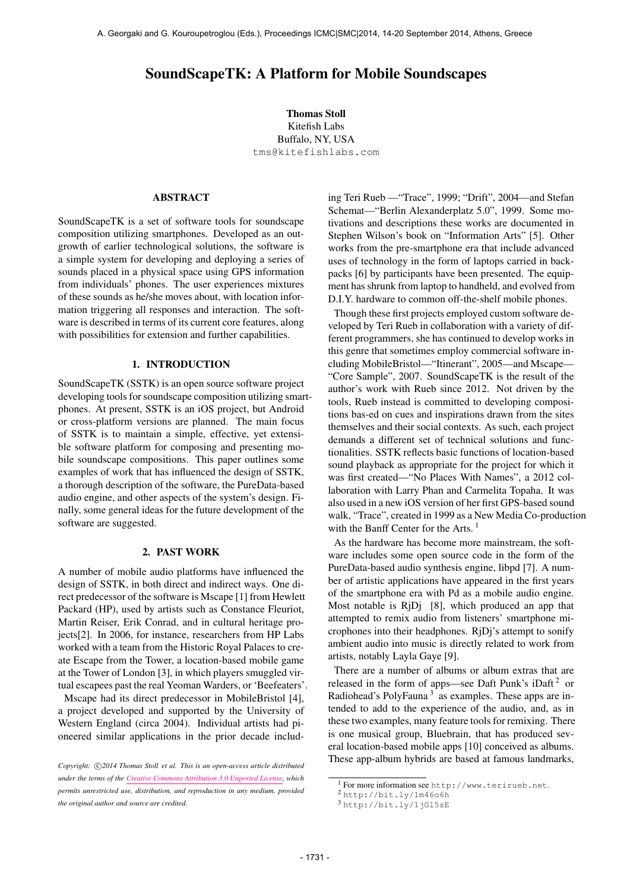# SoundScapeTK: A Platform for Mobile Soundscapes

**Thomas Stoll**
Kitefish Labs
Buffalo, NY, USA
tms@kitefishlabs.com

## ABSTRACT

SoundScapeTK is a set of software tools for soundscape composition utilizing smartphones. Developed as an outgrowth of earlier technological solutions, the software is a simple system for developing and deploying a series of sounds placed in a physical space using GPS information from individuals' phones. The user experiences mixtures of these sounds as he/she moves about, with location information triggering all responses and interaction. The software is described in terms of its current core features, along with possibilities for extension and further capabilities.

## 1. INTRODUCTION

SoundScapeTK (SSTK) is an open source software project developing tools for soundscape composition utilizing smartphones. At present, SSTK is an iOS project, but Android or cross-platform versions are planned. The main focus of SSTK is to maintain a simple, effective, yet extensible software platform for composing and presenting mobile soundscape compositions. This paper outlines some examples of work that has influenced the design of SSTK, a thorough description of the software, the PureData-based audio engine, and other aspects of the system's design. Finally, some general ideas for the future development of the software are suggested.

## 2. PAST WORK

A number of mobile audio platforms have influenced the design of SSTK, in both direct and indirect ways. One direct predecessor of the software is Mscape [1] from Hewlett Packard (HP), used by artists such as Constance Fleuriot, Martin Reiser, Erik Conrad, and in cultural heritage projects[2]. In 2006, for instance, researchers from HP Labs worked with a team from the Historic Royal Palaces to create Escape from the Tower, a location-based mobile game at the Tower of London [3], in which players smuggled virtual escapees past the real Yeoman Warders, or 'Beefeaters'.

Mscape had its direct predecessor in MobileBristol [4], a project developed and supported by the University of Western England (circa 2004). Individual artists had pioneered similar applications in the prior decade including Teri Rueb —"Trace", 1999; "Drift", 2004—and Stefan Schemat—"Berlin Alexanderplatz 5.0", 1999. Some motivations and descriptions these works are documented in Stephen Wilson's book on "Information Arts" [5]. Other works from the pre-smartphone era that include advanced uses of technology in the form of laptops carried in backpacks [6] by participants have been presented. The equipment has shrunk from laptop to handheld, and evolved from D.I.Y. hardware to common off-the-shelf mobile phones.

Though these first projects employed custom software developed by Teri Rueb in collaboration with a variety of different programmers, she has continued to develop works in this genre that sometimes employ commercial software including MobileBristol—"Itinerant", 2005—and Mscape—"Core Sample", 2007. SoundScapeTK is the result of the author's work with Rueb since 2012. Not driven by the tools, Rueb instead is committed to developing compositions bas-ed on cues and inspirations drawn from the sites themselves and their social contexts. As such, each project demands a different set of technical solutions and functionalities. SSTK reflects basic functions of location-based sound playback as appropriate for the project for which it was first created—"No Places With Names", a 2012 collaboration with Larry Phan and Carmelita Topaha. It was also used in a new iOS version of her first GPS-based sound walk, "Trace", created in 1999 as a New Media Co-production with the Banff Center for the Arts. [1]

As the hardware has become more mainstream, the software includes some open source code in the form of the PureData-based audio synthesis engine, libpd [7]. A number of artistic applications have appeared in the first years of the smartphone era with Pd as a mobile audio engine. Most notable is RjDj [8], which produced an app that attempted to remix audio from listeners' smartphone microphones into their headphones. RjDj's attempt to sonify ambient audio into music is directly related to work from artists, notably Layla Gaye [9].

There are a number of albums or album extras that are released in the form of apps—see Daft Punk's iDaft [2] or Radiohead's PolyFauna [3] as examples. These apps are intended to add to the experience of the audio, and, as in these two examples, many feature tools for remixing. There is one musical group, Bluebrain, that has produced several location-based mobile apps [10] conceived as albums. These app-album hybrids are based at famous landmarks,

[1] For more information see http://www.terirueb.net.
[2] http://bit.ly/1m46o6h
[3] http://bit.ly/1jGl5sE

*Copyright: ©2014 Thomas Stoll et al. This is an open-access article distributed under the terms of the Creative Commons Attribution 3.0 Unported License, which permits unrestricted use, distribution, and reproduction in any medium, provided the original author and source are credited.*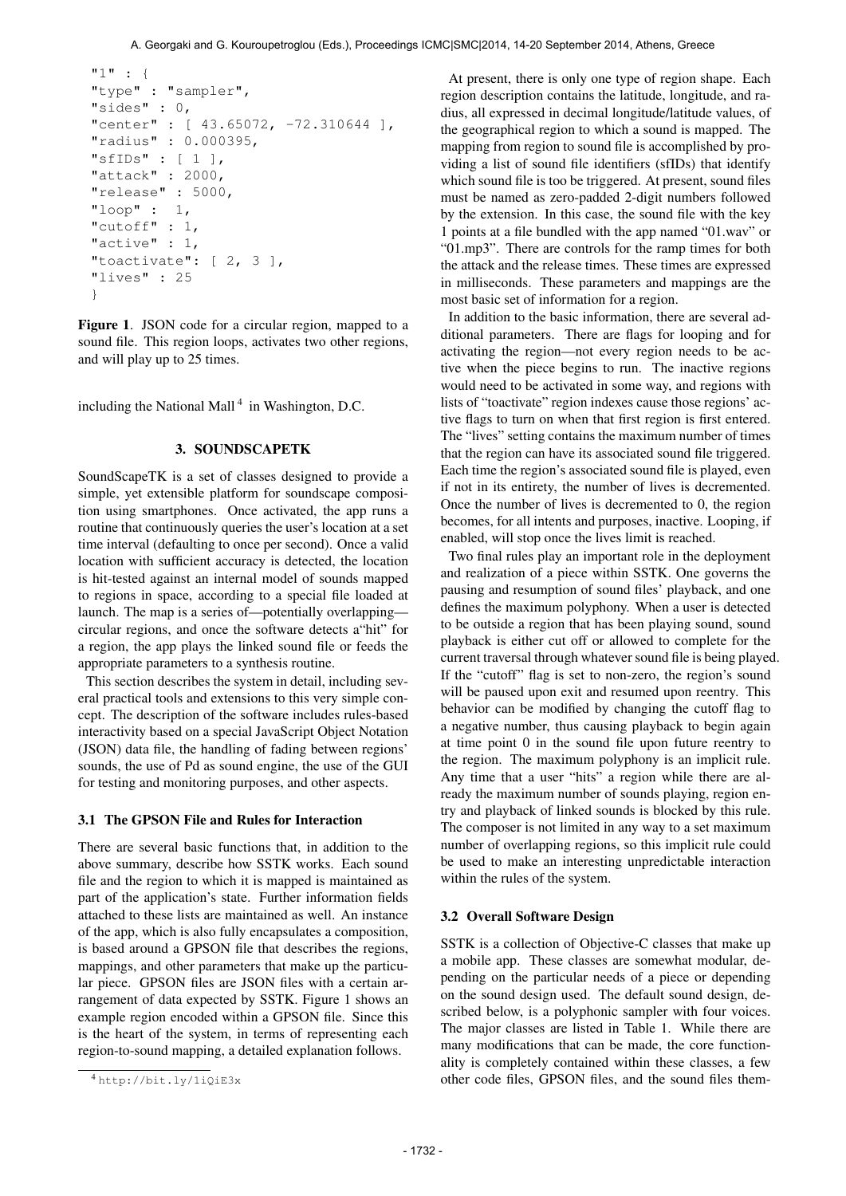```
"1" : {
"type" : "sampler",
"sides" : 0,
"center" : [ 43.65072, -72.310644 ],
"radius" : 0.000395,
"sfIDs" : [ 1 ],
"attack" : 2000,
"release" : 5000,
"loop" :  1,
"cutoff" : 1,
"active" : 1,
"toactivate": [ 2, 3 ],
"lives" : 25
}
```

**Figure 1**. JSON code for a circular region, mapped to a sound file. This region loops, activates two other regions, and will play up to 25 times.

including the National Mall [4] in Washington, D.C.

## 3. SOUNDSCAPETK

SoundScapeTK is a set of classes designed to provide a simple, yet extensible platform for soundscape composition using smartphones. Once activated, the app runs a routine that continuously queries the user's location at a set time interval (defaulting to once per second). Once a valid location with sufficient accuracy is detected, the location is hit-tested against an internal model of sounds mapped to regions in space, according to a special file loaded at launch. The map is a series of—potentially overlapping—circular regions, and once the software detects a"hit" for a region, the app plays the linked sound file or feeds the appropriate parameters to a synthesis routine.

This section describes the system in detail, including several practical tools and extensions to this very simple concept. The description of the software includes rules-based interactivity based on a special JavaScript Object Notation (JSON) data file, the handling of fading between regions' sounds, the use of Pd as sound engine, the use of the GUI for testing and monitoring purposes, and other aspects.

### 3.1 The GPSON File and Rules for Interaction

There are several basic functions that, in addition to the above summary, describe how SSTK works. Each sound file and the region to which it is mapped is maintained as part of the application's state. Further information fields attached to these lists are maintained as well. An instance of the app, which is also fully encapsulates a composition, is based around a GPSON file that describes the regions, mappings, and other parameters that make up the particular piece. GPSON files are JSON files with a certain arrangement of data expected by SSTK. Figure 1 shows an example region encoded within a GPSON file. Since this is the heart of the system, in terms of representing each region-to-sound mapping, a detailed explanation follows.

At present, there is only one type of region shape. Each region description contains the latitude, longitude, and radius, all expressed in decimal longitude/latitude values, of the geographical region to which a sound is mapped. The mapping from region to sound file is accomplished by providing a list of sound file identifiers (sfIDs) that identify which sound file is too be triggered. At present, sound files must be named as zero-padded 2-digit numbers followed by the extension. In this case, the sound file with the key 1 points at a file bundled with the app named "01.wav" or "01.mp3". There are controls for the ramp times for both the attack and the release times. These times are expressed in milliseconds. These parameters and mappings are the most basic set of information for a region.

In addition to the basic information, there are several additional parameters. There are flags for looping and for activating the region—not every region needs to be active when the piece begins to run. The inactive regions would need to be activated in some way, and regions with lists of "toactivate" region indexes cause those regions' active flags to turn on when that first region is first entered. The "lives" setting contains the maximum number of times that the region can have its associated sound file triggered. Each time the region's associated sound file is played, even if not in its entirety, the number of lives is decremented. Once the number of lives is decremented to 0, the region becomes, for all intents and purposes, inactive. Looping, if enabled, will stop once the lives limit is reached.

Two final rules play an important role in the deployment and realization of a piece within SSTK. One governs the pausing and resumption of sound files' playback, and one defines the maximum polyphony. When a user is detected to be outside a region that has been playing sound, sound playback is either cut off or allowed to complete for the current traversal through whatever sound file is being played. If the "cutoff" flag is set to non-zero, the region's sound will be paused upon exit and resumed upon reentry. This behavior can be modified by changing the cutoff flag to a negative number, thus causing playback to begin again at time point 0 in the sound file upon future reentry to the region. The maximum polyphony is an implicit rule. Any time that a user "hits" a region while there are already the maximum number of sounds playing, region entry and playback of linked sounds is blocked by this rule. The composer is not limited in any way to a set maximum number of overlapping regions, so this implicit rule could be used to make an interesting unpredictable interaction within the rules of the system.

### 3.2 Overall Software Design

SSTK is a collection of Objective-C classes that make up a mobile app. These classes are somewhat modular, depending on the particular needs of a piece or depending on the sound design used. The default sound design, described below, is a polyphonic sampler with four voices. The major classes are listed in Table 1. While there are many modifications that can be made, the core functionality is completely contained within these classes, a few other code files, GPSON files, and the sound files them-

[4] http://bit.ly/1iQiE3x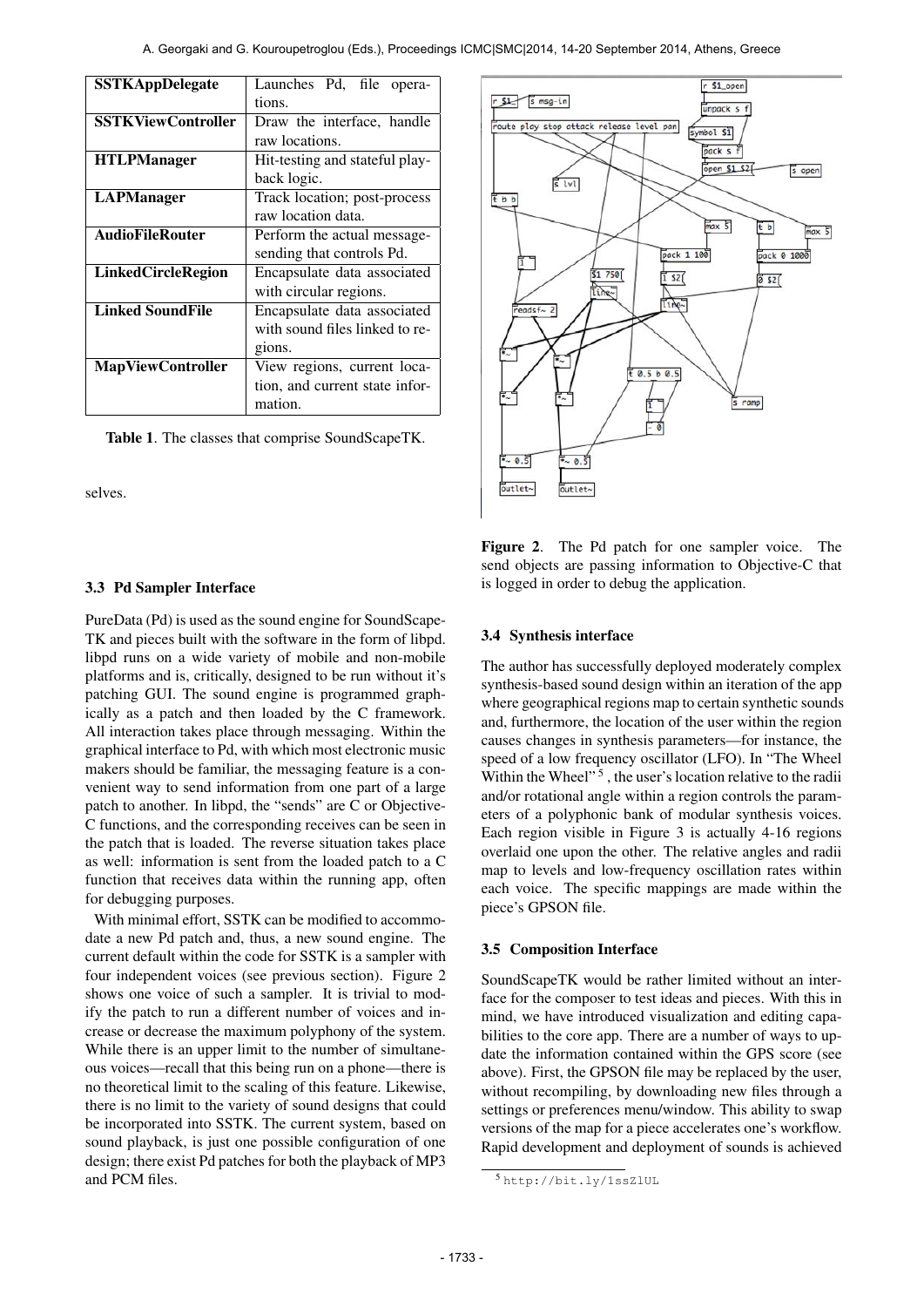| SSTKAppDelegate | Launches Pd, file operations. |
|---|---|
| **SSTKViewController** | Draw the interface, handle raw locations. |
| **HTLPManager** | Hit-testing and stateful playback logic. |
| **LAPManager** | Track location; post-process raw location data. |
| **AudioFileRouter** | Perform the actual message-sending that controls Pd. |
| **LinkedCircleRegion** | Encapsulate data associated with circular regions. |
| **Linked SoundFile** | Encapsulate data associated with sound files linked to regions. |
| **MapViewController** | View regions, current location, and current state information. |

**Table 1**. The classes that comprise SoundScapeTK.

selves.

### 3.3 Pd Sampler Interface

PureData (Pd) is used as the sound engine for SoundScapeTK and pieces built with the software in the form of libpd. libpd runs on a wide variety of mobile and non-mobile platforms and is, critically, designed to be run without it's patching GUI. The sound engine is programmed graphically as a patch and then loaded by the C framework. All interaction takes place through messaging. Within the graphical interface to Pd, with which most electronic music makers should be familiar, the messaging feature is a convenient way to send information from one part of a large patch to another. In libpd, the "sends" are C or Objective-C functions, and the corresponding receives can be seen in the patch that is loaded. The reverse situation takes place as well: information is sent from the loaded patch to a C function that receives data within the running app, often for debugging purposes.

With minimal effort, SSTK can be modified to accommodate a new Pd patch and, thus, a new sound engine. The current default within the code for SSTK is a sampler with four independent voices (see previous section). Figure 2 shows one voice of such a sampler. It is trivial to modify the patch to run a different number of voices and increase or decrease the maximum polyphony of the system. While there is an upper limit to the number of simultaneous voices—recall that this being run on a phone—there is no theoretical limit to the scaling of this feature. Likewise, there is no limit to the variety of sound designs that could be incorporated into SSTK. The current system, based on sound playback, is just one possible configuration of one design; there exist Pd patches for both the playback of MP3 and PCM files.

**Figure 2**. The Pd patch for one sampler voice. The send objects are passing information to Objective-C that is logged in order to debug the application.

### 3.4 Synthesis interface

The author has successfully deployed moderately complex synthesis-based sound design within an iteration of the app where geographical regions map to certain synthetic sounds and, furthermore, the location of the user within the region causes changes in synthesis parameters—for instance, the speed of a low frequency oscillator (LFO). In "The Wheel Within the Wheel" [5], the user's location relative to the radii and/or rotational angle within a region controls the parameters of a polyphonic bank of modular synthesis voices. Each region visible in Figure 3 is actually 4-16 regions overlaid one upon the other. The relative angles and radii map to levels and low-frequency oscillation rates within each voice. The specific mappings are made within the piece's GPSON file.

### 3.5 Composition Interface

SoundScapeTK would be rather limited without an interface for the composer to test ideas and pieces. With this in mind, we have introduced visualization and editing capabilities to the core app. There are a number of ways to update the information contained within the GPS score (see above). First, the GPSON file may be replaced by the user, without recompiling, by downloading new files through a settings or preferences menu/window. This ability to swap versions of the map for a piece accelerates one's workflow. Rapid development and deployment of sounds is achieved

[5] http://bit.ly/1ssZlUL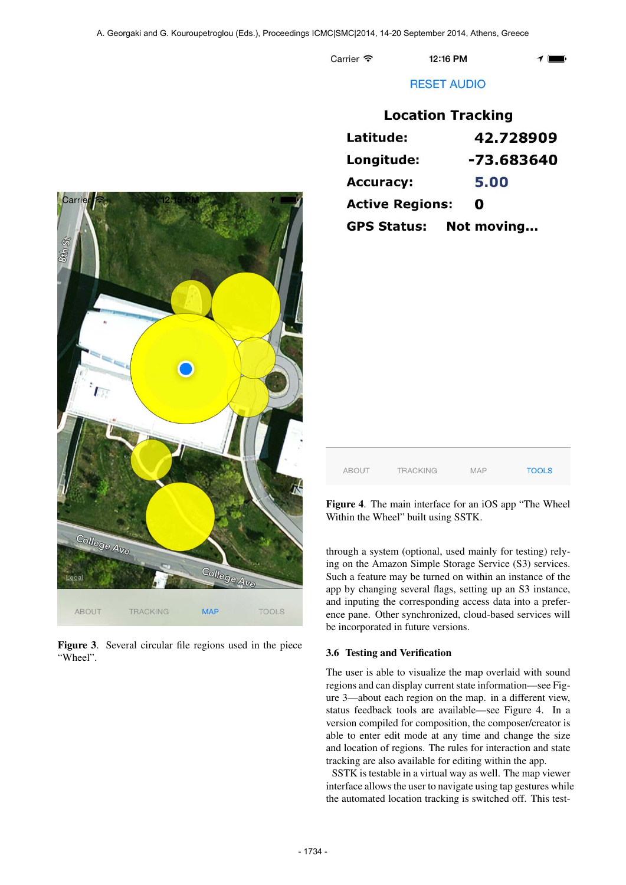Figure 3. Several circular file regions used in the piece "Wheel".

Figure 4. The main interface for an iOS app "The Wheel Within the Wheel" built using SSTK.

through a system (optional, used mainly for testing) relying on the Amazon Simple Storage Service (S3) services. Such a feature may be turned on within an instance of the app by changing several flags, setting up an S3 instance, and inputing the corresponding access data into a preference pane. Other synchronized, cloud-based services will be incorporated in future versions.

### 3.6 Testing and Verification

The user is able to visualize the map overlaid with sound regions and can display current state information—see Figure 3—about each region on the map. in a different view, status feedback tools are available—see Figure 4. In a version compiled for composition, the composer/creator is able to enter edit mode at any time and change the size and location of regions. The rules for interaction and state tracking are also available for editing within the app.

SSTK is testable in a virtual way as well. The map viewer interface allows the user to navigate using tap gestures while the automated location tracking is switched off. This test-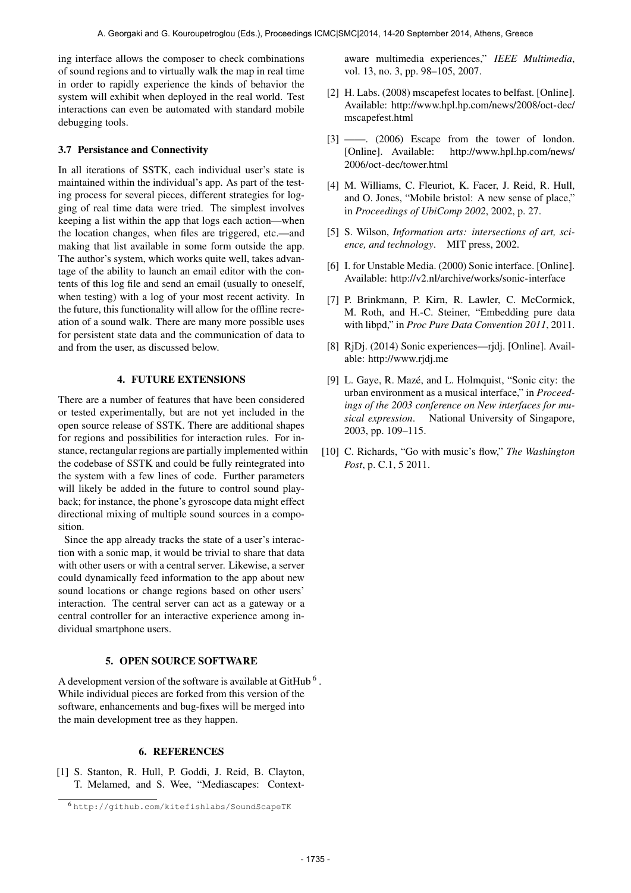ing interface allows the composer to check combinations of sound regions and to virtually walk the map in real time in order to rapidly experience the kinds of behavior the system will exhibit when deployed in the real world. Test interactions can even be automated with standard mobile debugging tools.

### 3.7 Persistance and Connectivity

In all iterations of SSTK, each individual user's state is maintained within the individual's app. As part of the testing process for several pieces, different strategies for logging of real time data were tried. The simplest involves keeping a list within the app that logs each action—when the location changes, when files are triggered, etc.—and making that list available in some form outside the app. The author's system, which works quite well, takes advantage of the ability to launch an email editor with the contents of this log file and send an email (usually to oneself, when testing) with a log of your most recent activity. In the future, this functionality will allow for the offline recreation of a sound walk. There are many more possible uses for persistent state data and the communication of data to and from the user, as discussed below.

## 4. FUTURE EXTENSIONS

There are a number of features that have been considered or tested experimentally, but are not yet included in the open source release of SSTK. There are additional shapes for regions and possibilities for interaction rules. For instance, rectangular regions are partially implemented within the codebase of SSTK and could be fully reintegrated into the system with a few lines of code. Further parameters will likely be added in the future to control sound playback; for instance, the phone's gyroscope data might effect directional mixing of multiple sound sources in a composition.

Since the app already tracks the state of a user's interaction with a sonic map, it would be trivial to share that data with other users or with a central server. Likewise, a server could dynamically feed information to the app about new sound locations or change regions based on other users' interaction. The central server can act as a gateway or a central controller for an interactive experience among individual smartphone users.

## 5. OPEN SOURCE SOFTWARE

A development version of the software is available at GitHub [6]. While individual pieces are forked from this version of the software, enhancements and bug-fixes will be merged into the main development tree as they happen.

## 6. REFERENCES

[1] S. Stanton, R. Hull, P. Goddi, J. Reid, B. Clayton, T. Melamed, and S. Wee, "Mediascapes: Context-aware multimedia experiences," *IEEE Multimedia*, vol. 13, no. 3, pp. 98–105, 2007.

[2] H. Labs. (2008) mscapefest locates to belfast. [Online]. Available: http://www.hpl.hp.com/news/2008/oct-dec/mscapefest.html

[3] ——. (2006) Escape from the tower of london. [Online]. Available: http://www.hpl.hp.com/news/2006/oct-dec/tower.html

[4] M. Williams, C. Fleuriot, K. Facer, J. Reid, R. Hull, and O. Jones, "Mobile bristol: A new sense of place," in *Proceedings of UbiComp 2002*, 2002, p. 27.

[5] S. Wilson, *Information arts: intersections of art, science, and technology*. MIT press, 2002.

[6] I. for Unstable Media. (2000) Sonic interface. [Online]. Available: http://v2.nl/archive/works/sonic-interface

[7] P. Brinkmann, P. Kirn, R. Lawler, C. McCormick, M. Roth, and H.-C. Steiner, "Embedding pure data with libpd," in *Proc Pure Data Convention 2011*, 2011.

[8] RjDj. (2014) Sonic experiences—rjdj. [Online]. Available: http://www.rjdj.me

[9] L. Gaye, R. Mazé, and L. Holmquist, "Sonic city: the urban environment as a musical interface," in *Proceedings of the 2003 conference on New interfaces for musical expression*. National University of Singapore, 2003, pp. 109–115.

[10] C. Richards, "Go with music's flow," *The Washington Post*, p. C.1, 5 2011.

[6] http://github.com/kitefishlabs/SoundScapeTK